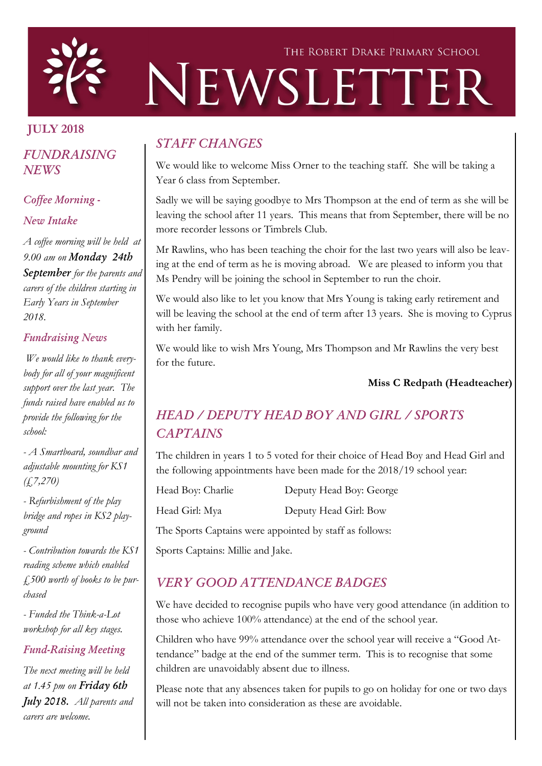The Robert Drake Primary School

# NEWSLETTER

**JULY 2018**

## *FUNDRAISING NEWS*

### *Coffee Morning - New Intake*

*A coffee morning will be held at 9.00 am on* ***Monday 24th September*** *for the parents and carers of the children starting in Early Years in September 2018.*

### *Fundraising News*

*We would like to thank everybody for all of your magnificent support over the last year. The funds raised have enabled us to provide the following for the school:*

*- A Smartboard, soundbar and adjustable mounting for KS1 (£7,270)*

*- Refurbishment of the play bridge and ropes in KS2 playground*

*- Contribution towards the KS1 reading scheme which enabled £500 worth of books to be purchased*

*- Funded the Think-a-Lot workshop for all key stages.*

### *Fund-Raising Meeting*

*The next meeting will be held at 1.45 pm on* ***Friday 6th July 2018.*** *All parents and carers are welcome.*

## *STAFF CHANGES*

We would like to welcome Miss Orner to the teaching staff. She will be taking a Year 6 class from September.

Sadly we will be saying goodbye to Mrs Thompson at the end of term as she will be leaving the school after 11 years. This means that from September, there will be no more recorder lessons or Timbrels Club.

Mr Rawlins, who has been teaching the choir for the last two years will also be leaving at the end of term as he is moving abroad. We are pleased to inform you that Ms Pendry will be joining the school in September to run the choir.

We would also like to let you know that Mrs Young is taking early retirement and will be leaving the school at the end of term after 13 years. She is moving to Cyprus with her family.

We would like to wish Mrs Young, Mrs Thompson and Mr Rawlins the very best for the future.

**Miss C Redpath (Headteacher)**

## *HEAD / DEPUTY HEAD BOY AND GIRL / SPORTS CAPTAINS*

The children in years 1 to 5 voted for their choice of Head Boy and Head Girl and the following appointments have been made for the 2018/19 school year:

Head Boy: Charlie — Deputy Head Boy: George

Head Girl: Mya — Deputy Head Girl: Bow

The Sports Captains were appointed by staff as follows:

Sports Captains: Millie and Jake.

## *VERY GOOD ATTENDANCE BADGES*

We have decided to recognise pupils who have very good attendance (in addition to those who achieve 100% attendance) at the end of the school year.

Children who have 99% attendance over the school year will receive a "Good Attendance" badge at the end of the summer term. This is to recognise that some children are unavoidably absent due to illness.

Please note that any absences taken for pupils to go on holiday for one or two days will not be taken into consideration as these are avoidable.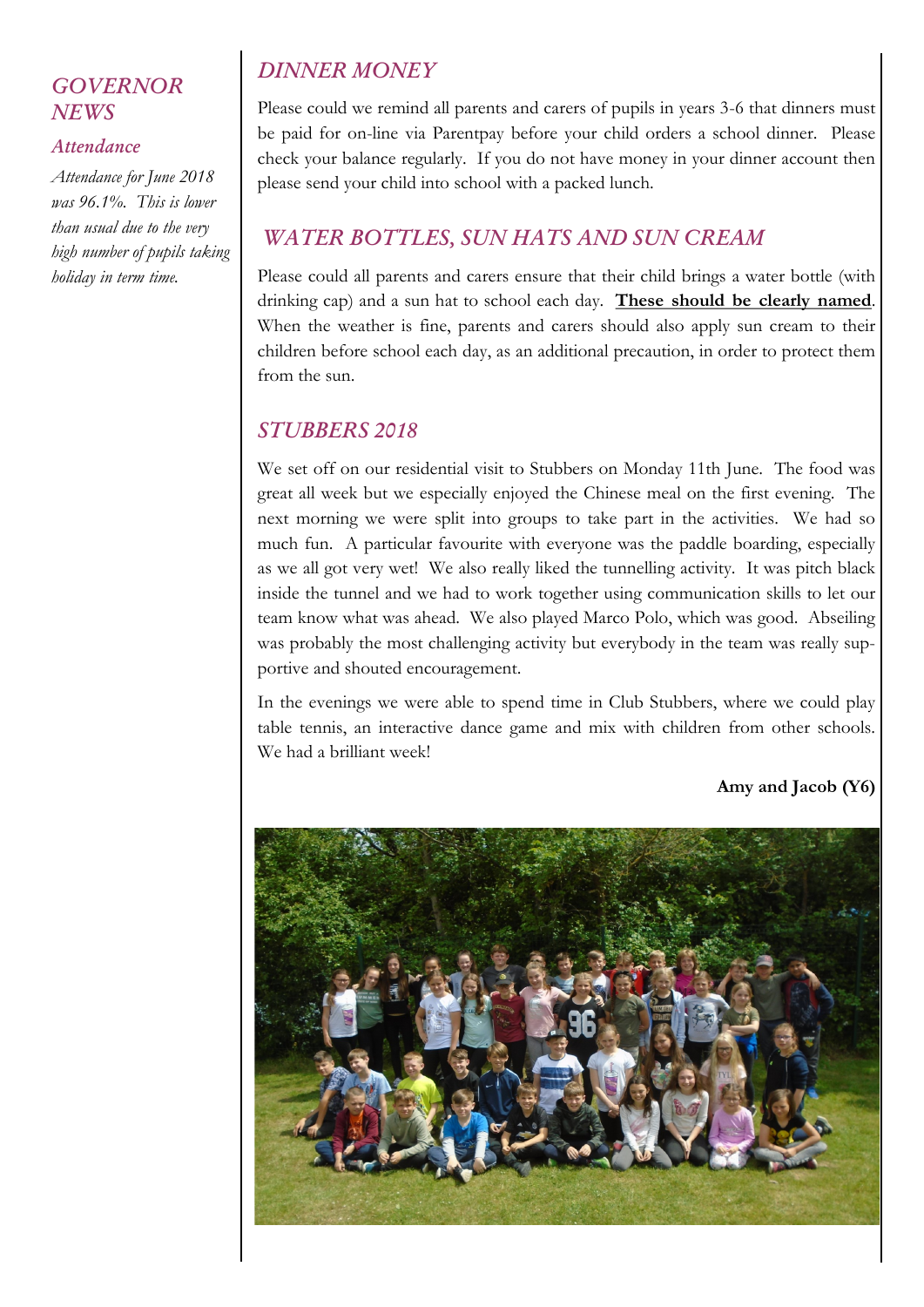## GOVERNOR NEWS

### Attendance

*Attendance for June 2018 was 96.1%. This is lower than usual due to the very high number of pupils taking holiday in term time.*

## DINNER MONEY

Please could we remind all parents and carers of pupils in years 3-6 that dinners must be paid for on-line via Parentpay before your child orders a school dinner. Please check your balance regularly. If you do not have money in your dinner account then please send your child into school with a packed lunch.

## WATER BOTTLES, SUN HATS AND SUN CREAM

Please could all parents and carers ensure that their child brings a water bottle (with drinking cap) and a sun hat to school each day. **These should be clearly named**. When the weather is fine, parents and carers should also apply sun cream to their children before school each day, as an additional precaution, in order to protect them from the sun.

## STUBBERS 2018

We set off on our residential visit to Stubbers on Monday 11th June. The food was great all week but we especially enjoyed the Chinese meal on the first evening. The next morning we were split into groups to take part in the activities. We had so much fun. A particular favourite with everyone was the paddle boarding, especially as we all got very wet! We also really liked the tunnelling activity. It was pitch black inside the tunnel and we had to work together using communication skills to let our team know what was ahead. We also played Marco Polo, which was good. Abseiling was probably the most challenging activity but everybody in the team was really supportive and shouted encouragement.

In the evenings we were able to spend time in Club Stubbers, where we could play table tennis, an interactive dance game and mix with children from other schools. We had a brilliant week!

**Amy and Jacob (Y6)**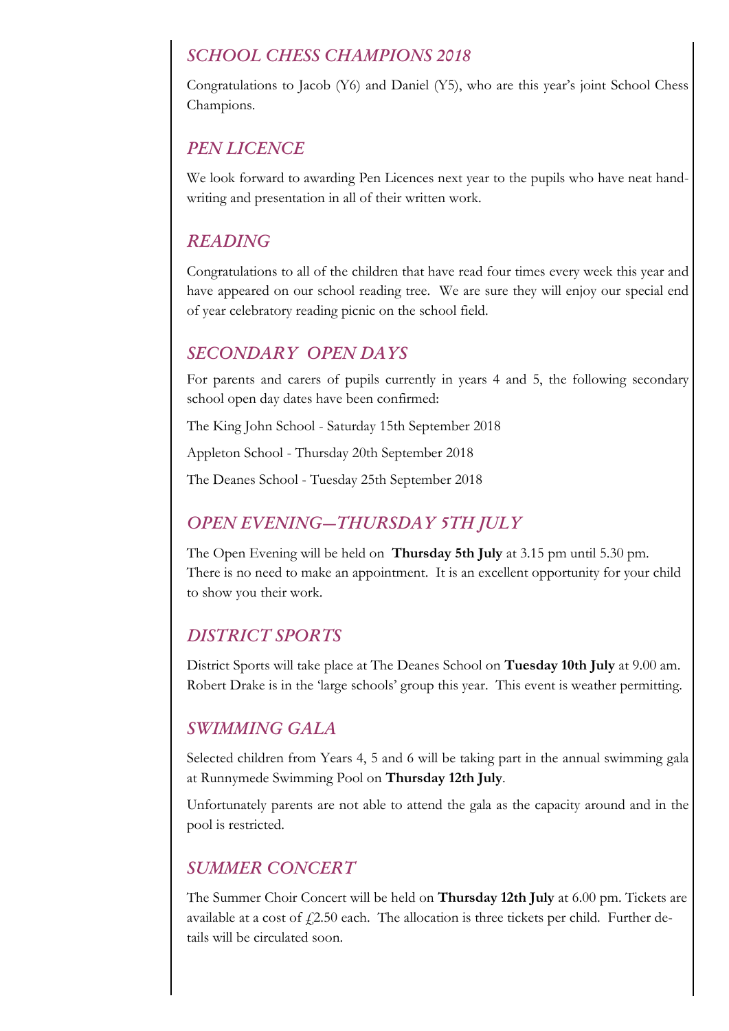## *SCHOOL CHESS CHAMPIONS 2018*

Congratulations to Jacob (Y6) and Daniel (Y5), who are this year's joint School Chess Champions.

## *PEN LICENCE*

We look forward to awarding Pen Licences next year to the pupils who have neat handwriting and presentation in all of their written work.

## *READING*

Congratulations to all of the children that have read four times every week this year and have appeared on our school reading tree. We are sure they will enjoy our special end of year celebratory reading picnic on the school field.

## *SECONDARY OPEN DAYS*

For parents and carers of pupils currently in years 4 and 5, the following secondary school open day dates have been confirmed:

The King John School - Saturday 15th September 2018

Appleton School - Thursday 20th September 2018

The Deanes School - Tuesday 25th September 2018

## *OPEN EVENING—THURSDAY 5TH JULY*

The Open Evening will be held on **Thursday 5th July** at 3.15 pm until 5.30 pm. There is no need to make an appointment. It is an excellent opportunity for your child to show you their work.

## *DISTRICT SPORTS*

District Sports will take place at The Deanes School on **Tuesday 10th July** at 9.00 am. Robert Drake is in the 'large schools' group this year. This event is weather permitting.

## *SWIMMING GALA*

Selected children from Years 4, 5 and 6 will be taking part in the annual swimming gala at Runnymede Swimming Pool on **Thursday 12th July**.

Unfortunately parents are not able to attend the gala as the capacity around and in the pool is restricted.

## *SUMMER CONCERT*

The Summer Choir Concert will be held on **Thursday 12th July** at 6.00 pm. Tickets are available at a cost of £2.50 each. The allocation is three tickets per child. Further details will be circulated soon.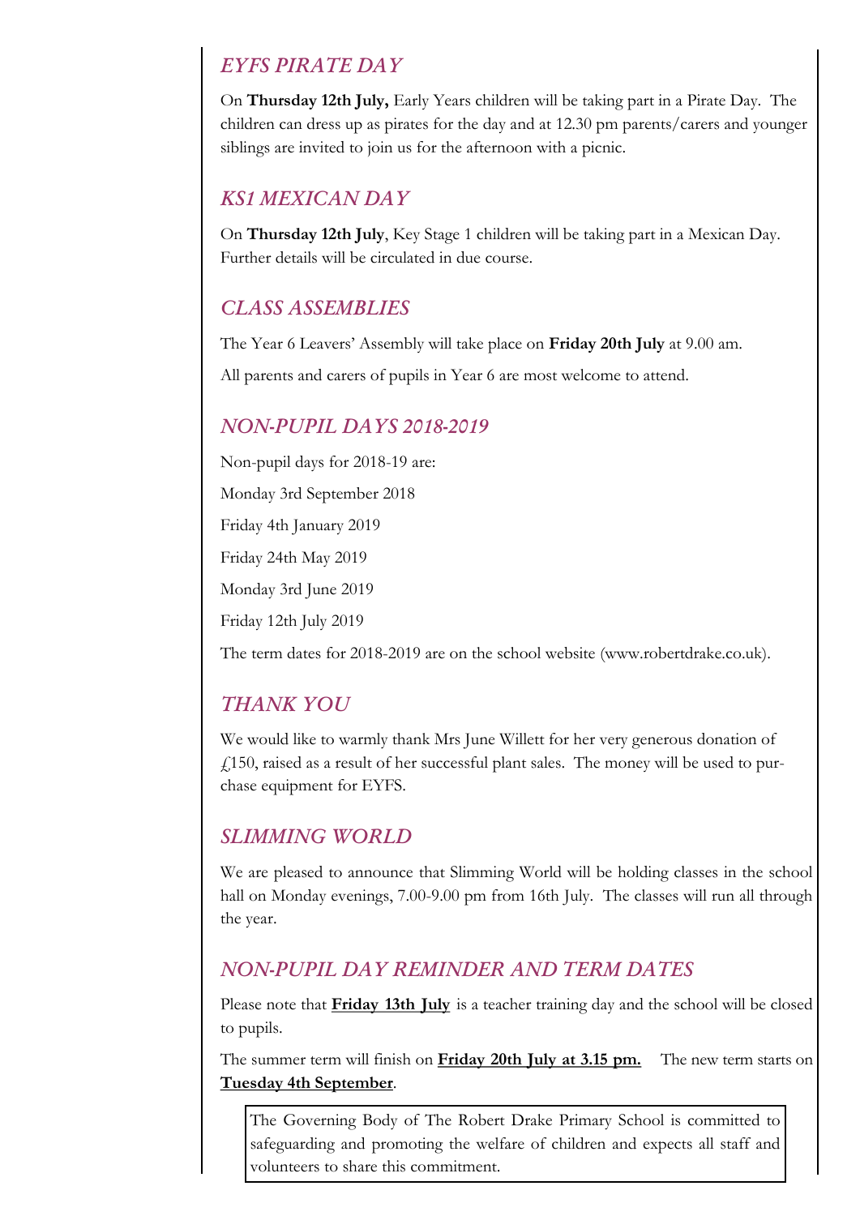## *EYFS PIRATE DAY*

On **Thursday 12th July,** Early Years children will be taking part in a Pirate Day. The children can dress up as pirates for the day and at 12.30 pm parents/carers and younger siblings are invited to join us for the afternoon with a picnic.

## *KS1 MEXICAN DAY*

On **Thursday 12th July**, Key Stage 1 children will be taking part in a Mexican Day. Further details will be circulated in due course.

## *CLASS ASSEMBLIES*

The Year 6 Leavers' Assembly will take place on **Friday 20th July** at 9.00 am.

All parents and carers of pupils in Year 6 are most welcome to attend.

## *NON-PUPIL DAYS 2018-2019*

Non-pupil days for 2018-19 are:

Monday 3rd September 2018

Friday 4th January 2019

Friday 24th May 2019

Monday 3rd June 2019

Friday 12th July 2019

The term dates for 2018-2019 are on the school website (www.robertdrake.co.uk).

## *THANK YOU*

We would like to warmly thank Mrs June Willett for her very generous donation of £150, raised as a result of her successful plant sales. The money will be used to purchase equipment for EYFS.

## *SLIMMING WORLD*

We are pleased to announce that Slimming World will be holding classes in the school hall on Monday evenings, 7.00-9.00 pm from 16th July. The classes will run all through the year.

## *NON-PUPIL DAY REMINDER AND TERM DATES*

Please note that **Friday 13th July** is a teacher training day and the school will be closed to pupils.

The summer term will finish on **Friday 20th July at 3.15 pm.** The new term starts on **Tuesday 4th September**.

The Governing Body of The Robert Drake Primary School is committed to safeguarding and promoting the welfare of children and expects all staff and volunteers to share this commitment.